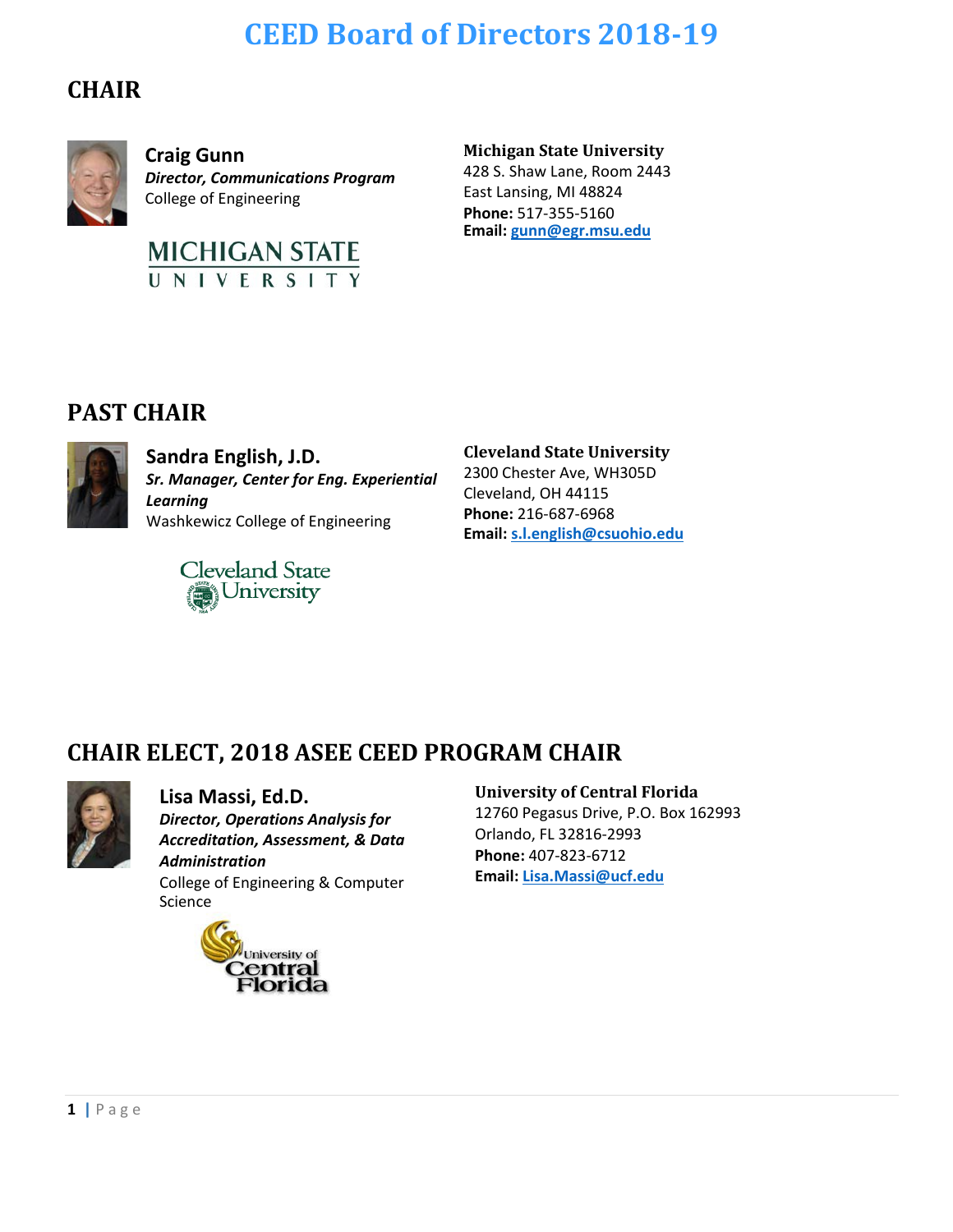# CEED Board of Directors 2018-19

## CHAIR

**Craig Gunn**
***Director, Communications Program***
College of Engineering

**Michigan State University**
428 S. Shaw Lane, Room 2443
East Lansing, MI 48824
**Phone:** 517-355-5160
**Email:** gunn@egr.msu.edu

## PAST CHAIR

**Sandra English, J.D.**
***Sr. Manager, Center for Eng. Experiential Learning***
Washkewicz College of Engineering

**Cleveland State University**
2300 Chester Ave, WH305D
Cleveland, OH 44115
**Phone:** 216-687-6968
**Email:** s.l.english@csuohio.edu

## CHAIR ELECT, 2018 ASEE CEED PROGRAM CHAIR

**Lisa Massi, Ed.D.**
***Director, Operations Analysis for Accreditation, Assessment, & Data Administration***
College of Engineering & Computer Science

**University of Central Florida**
12760 Pegasus Drive, P.O. Box 162993
Orlando, FL 32816-2993
**Phone:** 407-823-6712
**Email:** Lisa.Massi@ucf.edu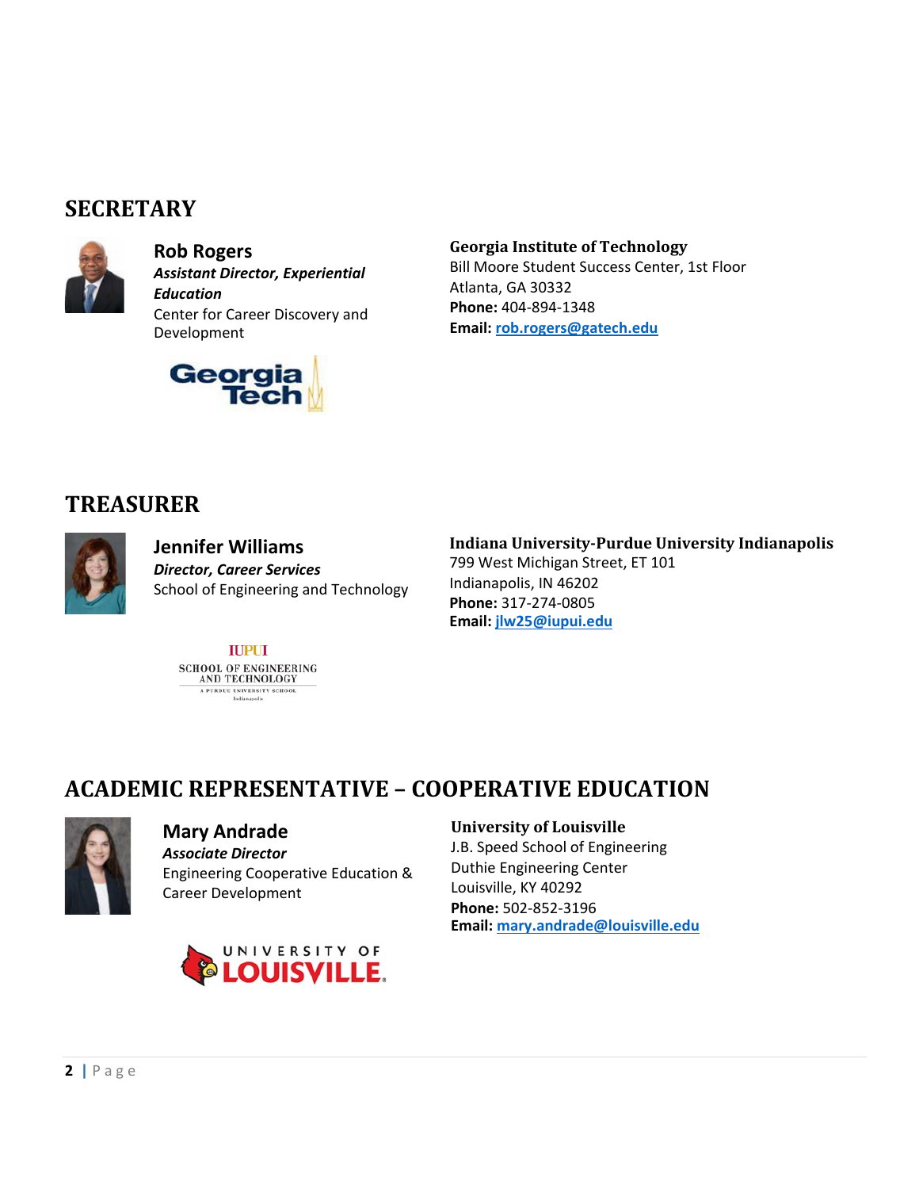## SECRETARY

**Rob Rogers**
***Assistant Director, Experiential Education***
Center for Career Discovery and Development

**Georgia Institute of Technology**
Bill Moore Student Success Center, 1st Floor
Atlanta, GA 30332
**Phone:** 404-894-1348
**Email:** rob.rogers@gatech.edu

## TREASURER

**Jennifer Williams**
***Director, Career Services***
School of Engineering and Technology

**Indiana University-Purdue University Indianapolis**
799 West Michigan Street, ET 101
Indianapolis, IN 46202
**Phone:** 317-274-0805
**Email:** jlw25@iupui.edu

## ACADEMIC REPRESENTATIVE – COOPERATIVE EDUCATION

**Mary Andrade**
***Associate Director***
Engineering Cooperative Education & Career Development

**University of Louisville**
J.B. Speed School of Engineering
Duthie Engineering Center
Louisville, KY 40292
**Phone:** 502-852-3196
**Email:** mary.andrade@louisville.edu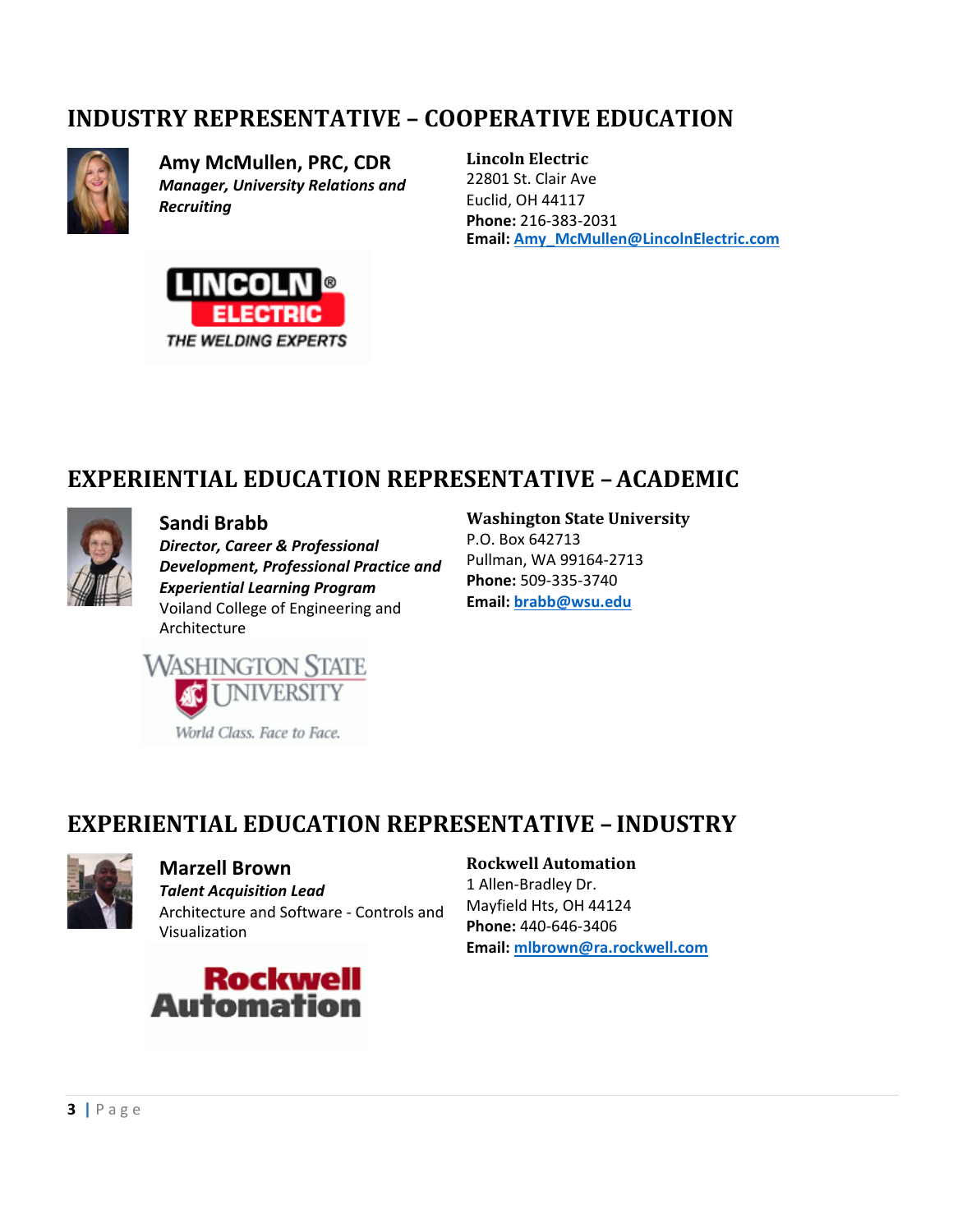## INDUSTRY REPRESENTATIVE – COOPERATIVE EDUCATION

**Amy McMullen, PRC, CDR**
***Manager, University Relations and Recruiting***

**Lincoln Electric**
22801 St. Clair Ave
Euclid, OH 44117
**Phone:** 216-383-2031
**Email:** Amy_McMullen@LincolnElectric.com

## EXPERIENTIAL EDUCATION REPRESENTATIVE – ACADEMIC

**Sandi Brabb**
***Director, Career & Professional Development, Professional Practice and Experiential Learning Program***
Voiland College of Engineering and Architecture

**Washington State University**
P.O. Box 642713
Pullman, WA 99164-2713
**Phone:** 509-335-3740
**Email:** brabb@wsu.edu

## EXPERIENTIAL EDUCATION REPRESENTATIVE – INDUSTRY

**Marzell Brown**
***Talent Acquisition Lead***
Architecture and Software - Controls and Visualization

**Rockwell Automation**
1 Allen-Bradley Dr.
Mayfield Hts, OH 44124
**Phone:** 440-646-3406
**Email:** mlbrown@ra.rockwell.com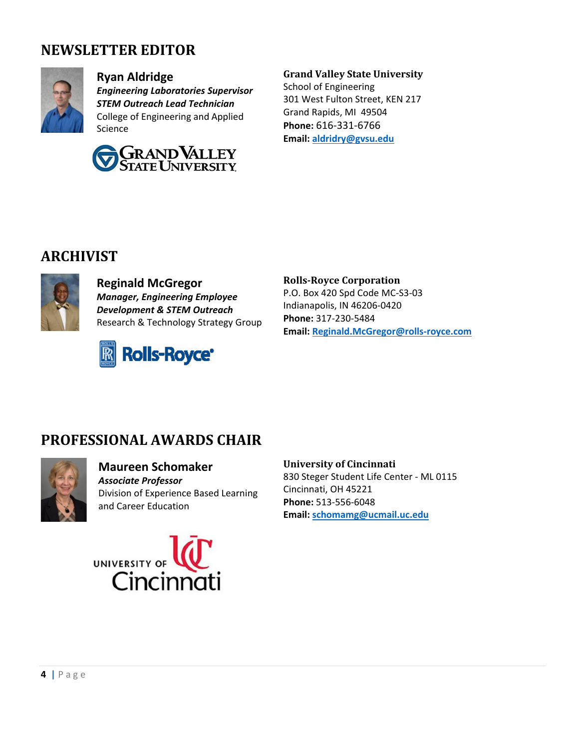## NEWSLETTER EDITOR

**Ryan Aldridge**
***Engineering Laboratories Supervisor***
***STEM Outreach Lead Technician***
College of Engineering and Applied Science

**Grand Valley State University**
School of Engineering
301 West Fulton Street, KEN 217
Grand Rapids, MI 49504
**Phone:** 616-331-6766
**Email:** aldridry@gvsu.edu

## ARCHIVIST

**Reginald McGregor**
***Manager, Engineering Employee Development & STEM Outreach***
Research & Technology Strategy Group

**Rolls-Royce Corporation**
P.O. Box 420 Spd Code MC-S3-03
Indianapolis, IN 46206-0420
**Phone:** 317-230-5484
**Email:** Reginald.McGregor@rolls-royce.com

## PROFESSIONAL AWARDS CHAIR

**Maureen Schomaker**
***Associate Professor***
Division of Experience Based Learning and Career Education

**University of Cincinnati**
830 Steger Student Life Center - ML 0115
Cincinnati, OH 45221
**Phone:** 513-556-6048
**Email:** schomamg@ucmail.uc.edu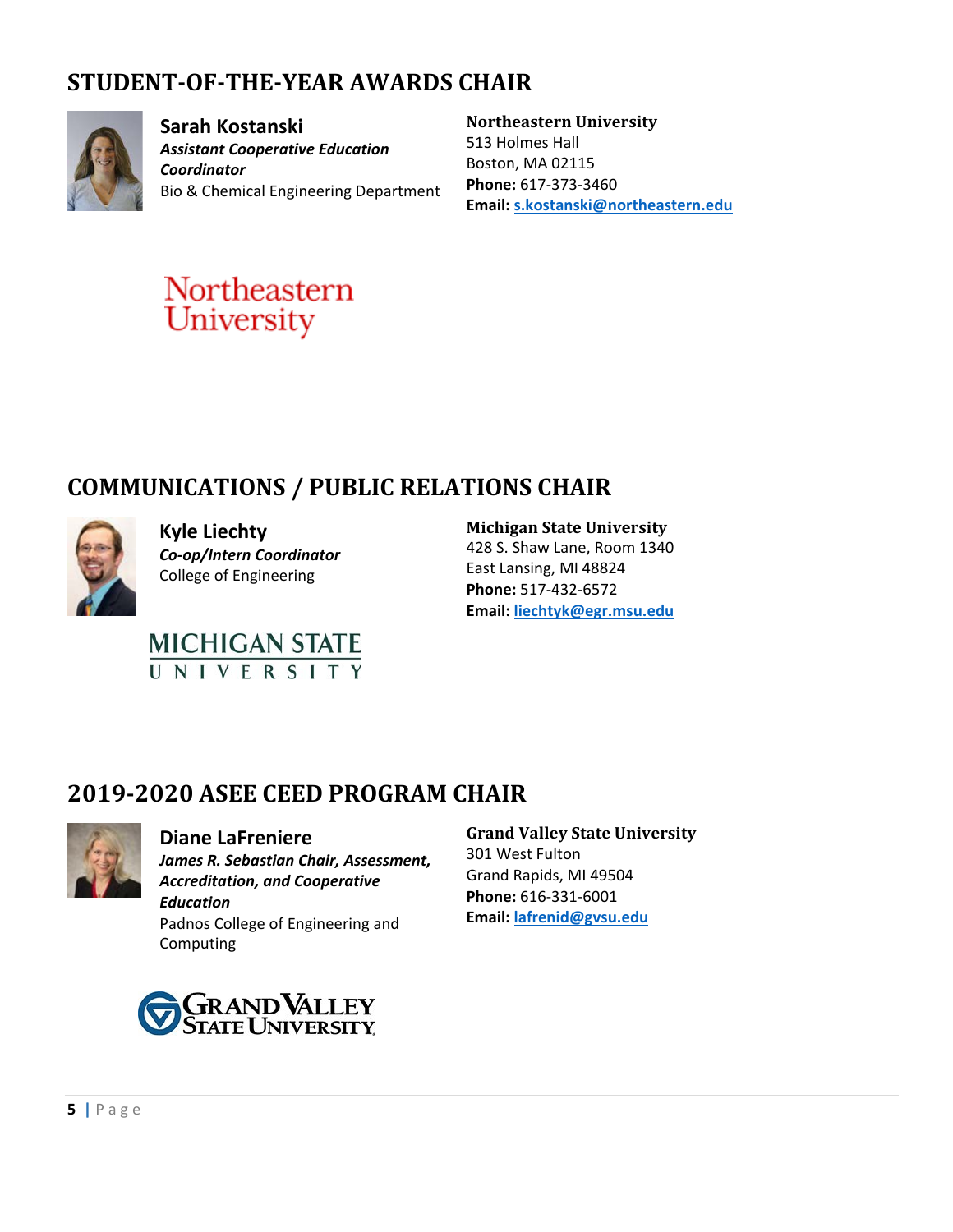## STUDENT-OF-THE-YEAR AWARDS CHAIR

**Sarah Kostanski**
***Assistant Cooperative Education Coordinator***
Bio & Chemical Engineering Department

**Northeastern University**
513 Holmes Hall
Boston, MA 02115
**Phone:** 617-373-3460
**Email:** s.kostanski@northeastern.edu

## COMMUNICATIONS / PUBLIC RELATIONS CHAIR

**Kyle Liechty**
***Co-op/Intern Coordinator***
College of Engineering

**Michigan State University**
428 S. Shaw Lane, Room 1340
East Lansing, MI 48824
**Phone:** 517-432-6572
**Email:** liechtyk@egr.msu.edu

## 2019-2020 ASEE CEED PROGRAM CHAIR

**Diane LaFreniere**
***James R. Sebastian Chair, Assessment, Accreditation, and Cooperative Education***
Padnos College of Engineering and Computing

**Grand Valley State University**
301 West Fulton
Grand Rapids, MI 49504
**Phone:** 616-331-6001
**Email:** lafrenid@gvsu.edu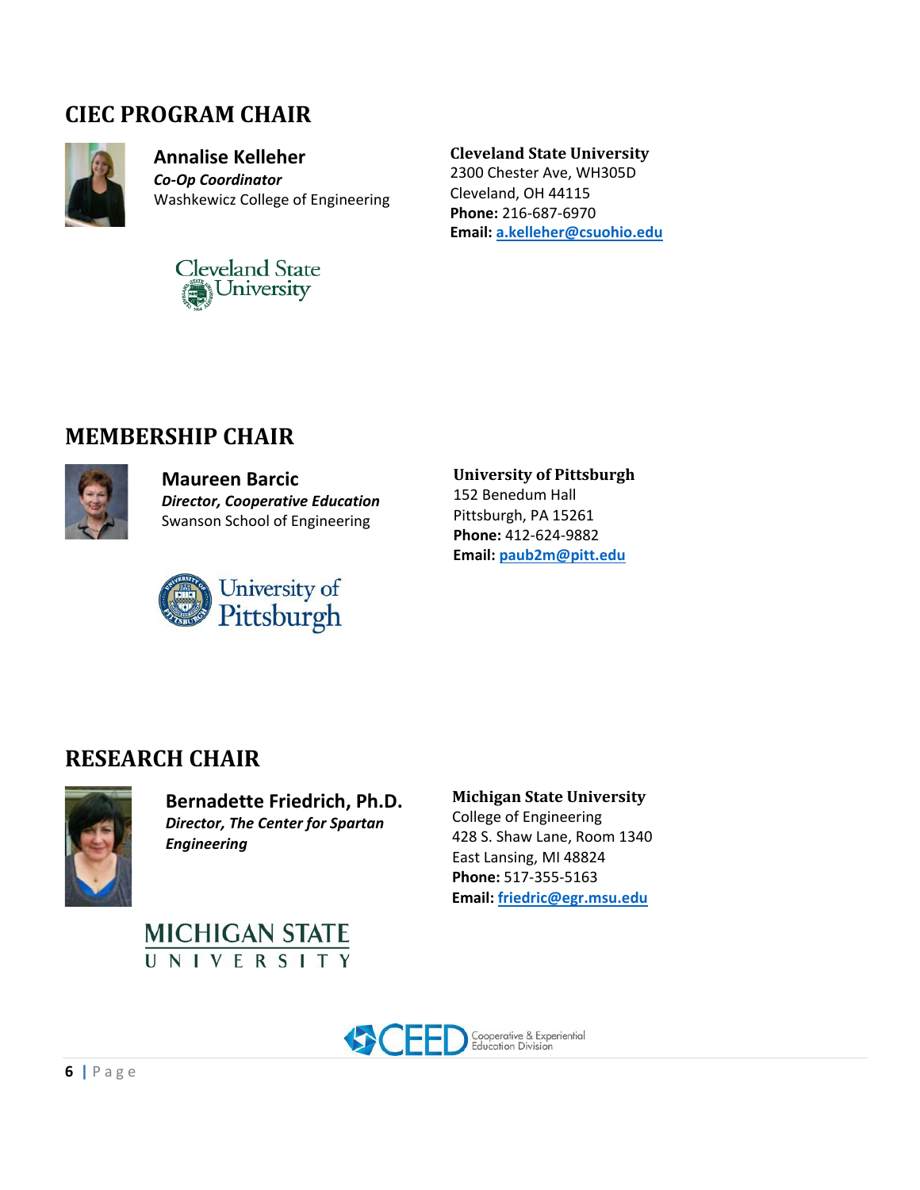## CIEC PROGRAM CHAIR

**Annalise Kelleher**
***Co-Op Coordinator***
Washkewicz College of Engineering

**Cleveland State University**
2300 Chester Ave, WH305D
Cleveland, OH 44115
**Phone:** 216-687-6970
**Email:** **a.kelleher@csuohio.edu**

## MEMBERSHIP CHAIR

**Maureen Barcic**
***Director, Cooperative Education***
Swanson School of Engineering

**University of Pittsburgh**
152 Benedum Hall
Pittsburgh, PA 15261
**Phone:** 412-624-9882
**Email:** **paub2m@pitt.edu**

## RESEARCH CHAIR

**Bernadette Friedrich, Ph.D.**
***Director, The Center for Spartan Engineering***

**Michigan State University**
College of Engineering
428 S. Shaw Lane, Room 1340
East Lansing, MI 48824
**Phone:** 517-355-5163
**Email:** **friedric@egr.msu.edu**